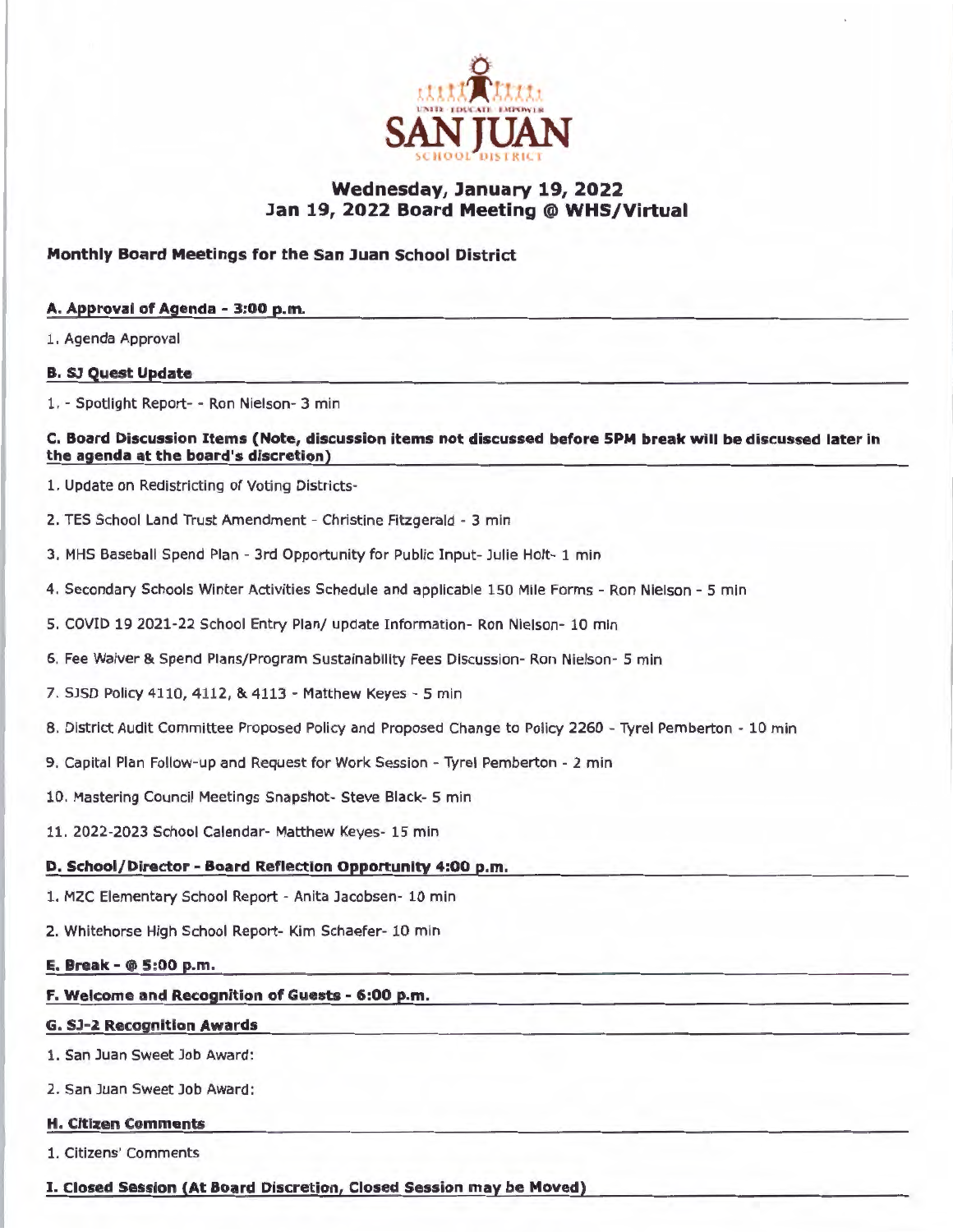# Wednesday, January 19, 2022
## Jan 19, 2022 Board Meeting @ WHS/Virtual

### Monthly Board Meetings for the San Juan School District

#### A. Approval of Agenda - 3:00 p.m.

1. Agenda Approval

#### B. SJ Quest Update

1. - Spotlight Report- - Ron Nielson- 3 min

#### C. Board Discussion Items (Note, discussion items not discussed before 5PM break will be discussed later in the agenda at the board's discretion)

1. Update on Redistricting of Voting Districts-
2. TES School Land Trust Amendment - Christine Fitzgerald - 3 min
3. MHS Baseball Spend Plan - 3rd Opportunity for Public Input- Julie Holt- 1 min
4. Secondary Schools Winter Activities Schedule and applicable 150 Mile Forms - Ron Nielson - 5 min
5. COVID 19 2021-22 School Entry Plan/ update Information- Ron Nielson- 10 min
6. Fee Waiver & Spend Plans/Program Sustainability Fees Discussion- Ron Nielson- 5 min
7. SJSD Policy 4110, 4112, & 4113 - Matthew Keyes - 5 min
8. District Audit Committee Proposed Policy and Proposed Change to Policy 2260 - Tyrel Pemberton - 10 min
9. Capital Plan Follow-up and Request for Work Session - Tyrel Pemberton - 2 min
10. Mastering Council Meetings Snapshot- Steve Black- 5 min
11. 2022-2023 School Calendar- Matthew Keyes- 15 min

#### D. School/Director - Board Reflection Opportunity 4:00 p.m.

1. MZC Elementary School Report - Anita Jacobsen- 10 min
2. Whitehorse High School Report- Kim Schaefer- 10 min

#### E. Break - @ 5:00 p.m.

#### F. Welcome and Recognition of Guests - 6:00 p.m.

#### G. SJ-2 Recognition Awards

1. San Juan Sweet Job Award:
2. San Juan Sweet Job Award:

#### H. Citizen Comments

1. Citizens' Comments

#### I. Closed Session (At Board Discretion, Closed Session may be Moved)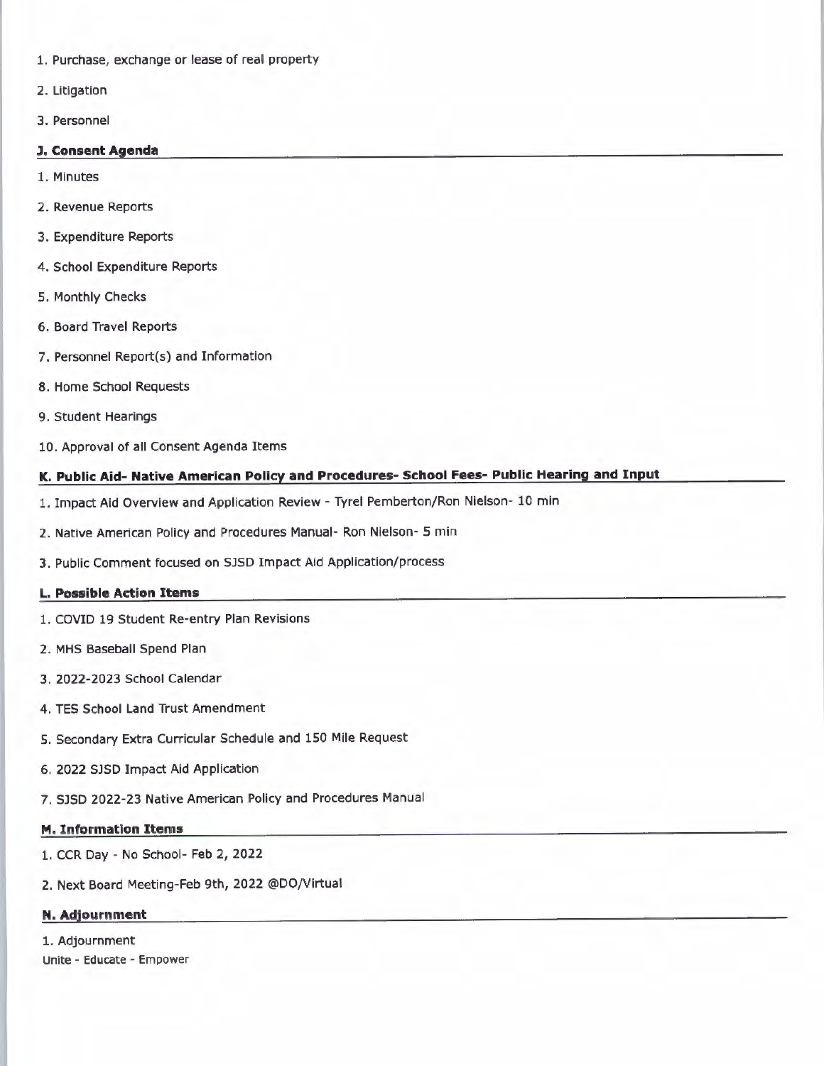1. Purchase, exchange or lease of real property
2. Litigation
3. Personnel

## J. Consent Agenda

1. Minutes
2. Revenue Reports
3. Expenditure Reports
4. School Expenditure Reports
5. Monthly Checks
6. Board Travel Reports
7. Personnel Report(s) and Information
8. Home School Requests
9. Student Hearings
10. Approval of all Consent Agenda Items

## K. Public Aid- Native American Policy and Procedures- School Fees- Public Hearing and Input

1. Impact Aid Overview and Application Review - Tyrel Pemberton/Ron Nielson- 10 min
2. Native American Policy and Procedures Manual- Ron Nielson- 5 min
3. Public Comment focused on SJSD Impact Aid Application/process

## L. Possible Action Items

1. COVID 19 Student Re-entry Plan Revisions
2. MHS Baseball Spend Plan
3. 2022-2023 School Calendar
4. TES School Land Trust Amendment
5. Secondary Extra Curricular Schedule and 150 Mile Request
6. 2022 SJSD Impact Aid Application
7. SJSD 2022-23 Native American Policy and Procedures Manual

## M. Information Items

1. CCR Day - No School- Feb 2, 2022
2. Next Board Meeting-Feb 9th, 2022 @DO/Virtual

## N. Adjournment

1. Adjournment

Unite - Educate - Empower